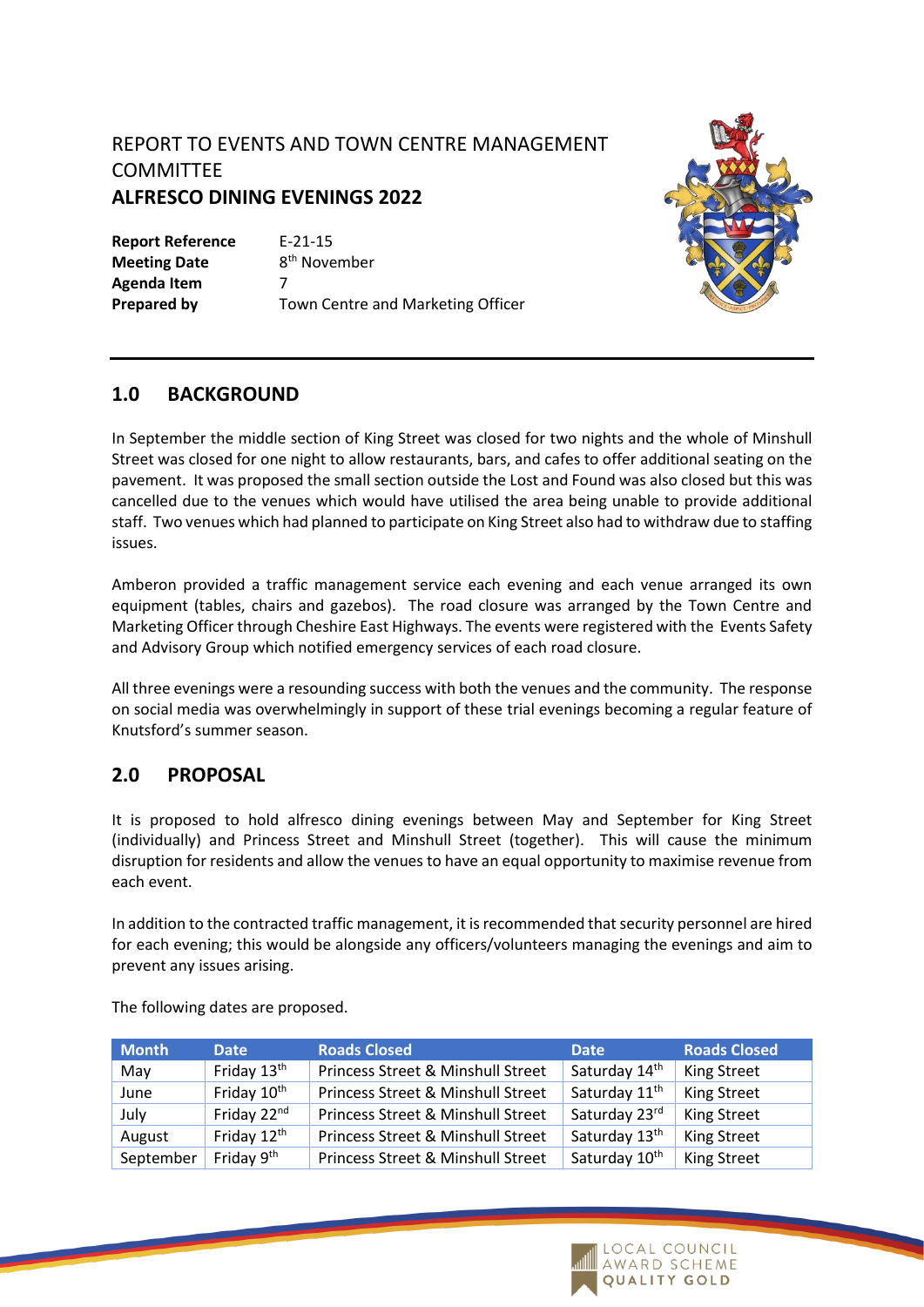REPORT TO EVENTS AND TOWN CENTRE MANAGEMENT COMMITTEE

# ALFRESCO DINING EVENINGS 2022

| | |
|---|---|
| **Report Reference** | E-21-15 |
| **Meeting Date** | 8th November |
| **Agenda Item** | 7 |
| **Prepared by** | Town Centre and Marketing Officer |

## 1.0 BACKGROUND

In September the middle section of King Street was closed for two nights and the whole of Minshull Street was closed for one night to allow restaurants, bars, and cafes to offer additional seating on the pavement. It was proposed the small section outside the Lost and Found was also closed but this was cancelled due to the venues which would have utilised the area being unable to provide additional staff. Two venues which had planned to participate on King Street also had to withdraw due to staffing issues.

Amberon provided a traffic management service each evening and each venue arranged its own equipment (tables, chairs and gazebos). The road closure was arranged by the Town Centre and Marketing Officer through Cheshire East Highways. The events were registered with the Events Safety and Advisory Group which notified emergency services of each road closure.

All three evenings were a resounding success with both the venues and the community. The response on social media was overwhelmingly in support of these trial evenings becoming a regular feature of Knutsford's summer season.

## 2.0 PROPOSAL

It is proposed to hold alfresco dining evenings between May and September for King Street (individually) and Princess Street and Minshull Street (together). This will cause the minimum disruption for residents and allow the venues to have an equal opportunity to maximise revenue from each event.

In addition to the contracted traffic management, it is recommended that security personnel are hired for each evening; this would be alongside any officers/volunteers managing the evenings and aim to prevent any issues arising.

The following dates are proposed.

| Month | Date | Roads Closed | Date | Roads Closed |
|---|---|---|---|---|
| May | Friday 13th | Princess Street & Minshull Street | Saturday 14th | King Street |
| June | Friday 10th | Princess Street & Minshull Street | Saturday 11th | King Street |
| July | Friday 22nd | Princess Street & Minshull Street | Saturday 23rd | King Street |
| August | Friday 12th | Princess Street & Minshull Street | Saturday 13th | King Street |
| September | Friday 9th | Princess Street & Minshull Street | Saturday 10th | King Street |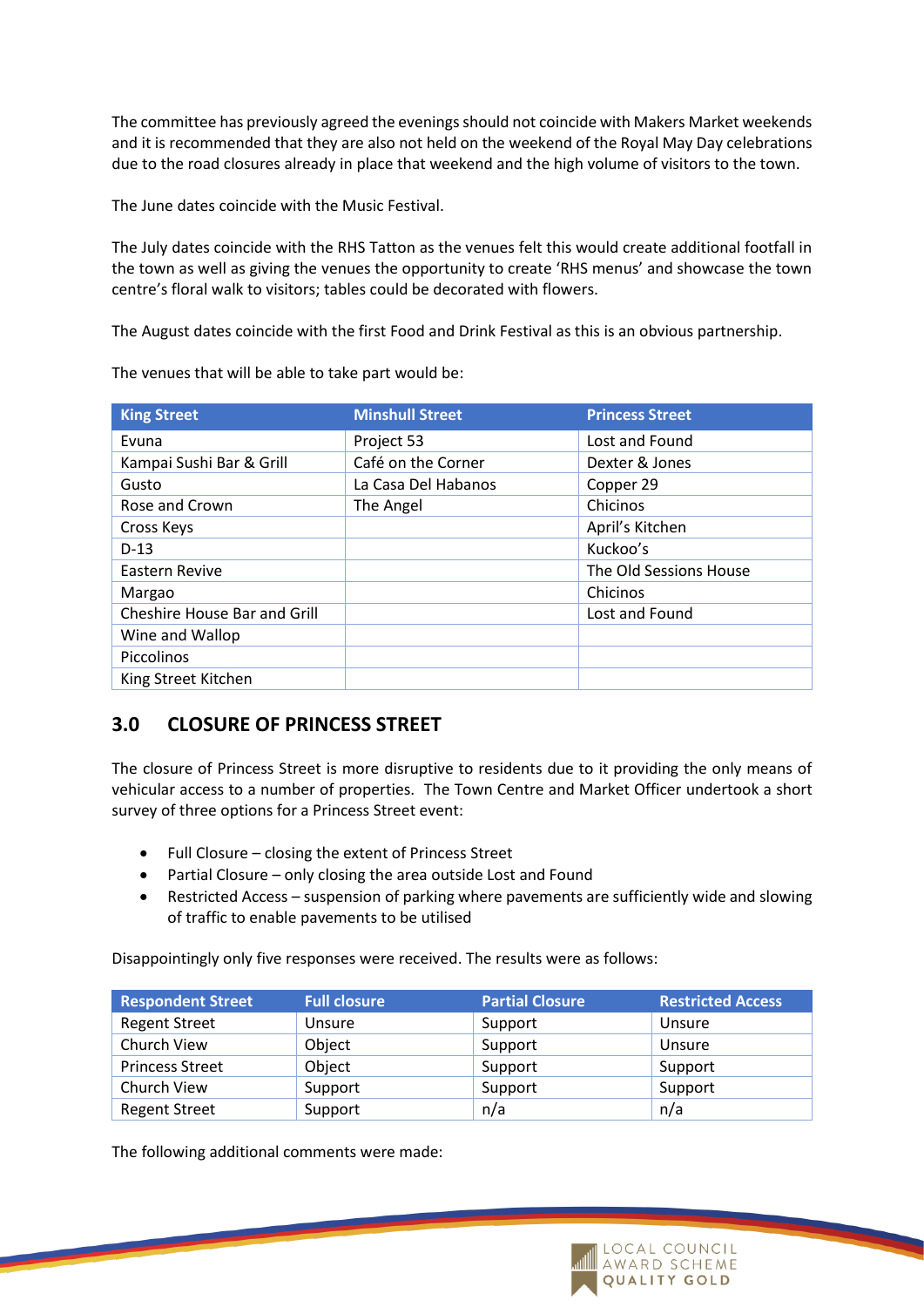The committee has previously agreed the evenings should not coincide with Makers Market weekends and it is recommended that they are also not held on the weekend of the Royal May Day celebrations due to the road closures already in place that weekend and the high volume of visitors to the town.

The June dates coincide with the Music Festival.

The July dates coincide with the RHS Tatton as the venues felt this would create additional footfall in the town as well as giving the venues the opportunity to create 'RHS menus' and showcase the town centre's floral walk to visitors; tables could be decorated with flowers.

The August dates coincide with the first Food and Drink Festival as this is an obvious partnership.

The venues that will be able to take part would be:

| King Street | Minshull Street | Princess Street |
|---|---|---|
| Evuna | Project 53 | Lost and Found |
| Kampai Sushi Bar & Grill | Café on the Corner | Dexter & Jones |
| Gusto | La Casa Del Habanos | Copper 29 |
| Rose and Crown | The Angel | Chicinos |
| Cross Keys | | April's Kitchen |
| D-13 | | Kuckoo's |
| Eastern Revive | | The Old Sessions House |
| Margao | | Chicinos |
| Cheshire House Bar and Grill | | Lost and Found |
| Wine and Wallop | | |
| Piccolinos | | |
| King Street Kitchen | | |

## 3.0 CLOSURE OF PRINCESS STREET

The closure of Princess Street is more disruptive to residents due to it providing the only means of vehicular access to a number of properties. The Town Centre and Market Officer undertook a short survey of three options for a Princess Street event:

- Full Closure – closing the extent of Princess Street
- Partial Closure – only closing the area outside Lost and Found
- Restricted Access – suspension of parking where pavements are sufficiently wide and slowing of traffic to enable pavements to be utilised

Disappointingly only five responses were received. The results were as follows:

| Respondent Street | Full closure | Partial Closure | Restricted Access |
|---|---|---|---|
| Regent Street | Unsure | Support | Unsure |
| Church View | Object | Support | Unsure |
| Princess Street | Object | Support | Support |
| Church View | Support | Support | Support |
| Regent Street | Support | n/a | n/a |

The following additional comments were made: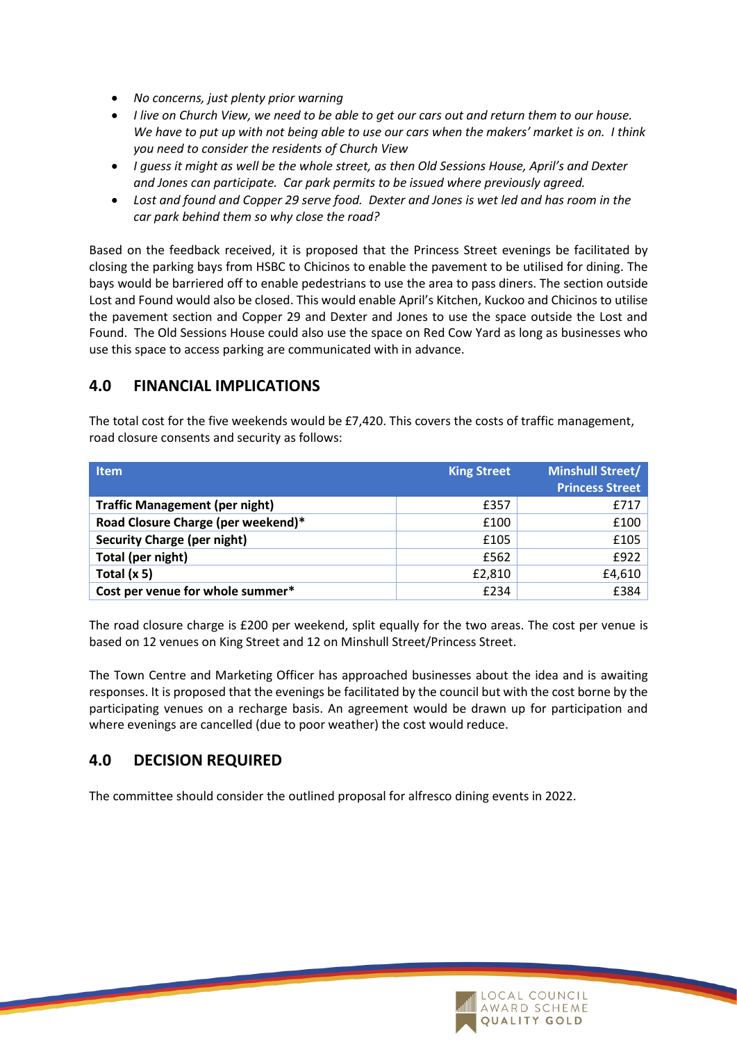- *No concerns, just plenty prior warning*
- *I live on Church View, we need to be able to get our cars out and return them to our house. We have to put up with not being able to use our cars when the makers' market is on. I think you need to consider the residents of Church View*
- *I guess it might as well be the whole street, as then Old Sessions House, April's and Dexter and Jones can participate. Car park permits to be issued where previously agreed.*
- *Lost and found and Copper 29 serve food. Dexter and Jones is wet led and has room in the car park behind them so why close the road?*

Based on the feedback received, it is proposed that the Princess Street evenings be facilitated by closing the parking bays from HSBC to Chicinos to enable the pavement to be utilised for dining. The bays would be barriered off to enable pedestrians to use the area to pass diners. The section outside Lost and Found would also be closed. This would enable April's Kitchen, Kuckoo and Chicinos to utilise the pavement section and Copper 29 and Dexter and Jones to use the space outside the Lost and Found. The Old Sessions House could also use the space on Red Cow Yard as long as businesses who use this space to access parking are communicated with in advance.

## 4.0 FINANCIAL IMPLICATIONS

The total cost for the five weekends would be £7,420. This covers the costs of traffic management, road closure consents and security as follows:

| Item | King Street | Minshull Street/ Princess Street |
|---|---|---|
| **Traffic Management (per night)** | £357 | £717 |
| **Road Closure Charge (per weekend)*** | £100 | £100 |
| **Security Charge (per night)** | £105 | £105 |
| **Total (per night)** | £562 | £922 |
| **Total (x 5)** | £2,810 | £4,610 |
| **Cost per venue for whole summer*** | £234 | £384 |

The road closure charge is £200 per weekend, split equally for the two areas. The cost per venue is based on 12 venues on King Street and 12 on Minshull Street/Princess Street.

The Town Centre and Marketing Officer has approached businesses about the idea and is awaiting responses. It is proposed that the evenings be facilitated by the council but with the cost borne by the participating venues on a recharge basis. An agreement would be drawn up for participation and where evenings are cancelled (due to poor weather) the cost would reduce.

## 4.0 DECISION REQUIRED

The committee should consider the outlined proposal for alfresco dining events in 2022.